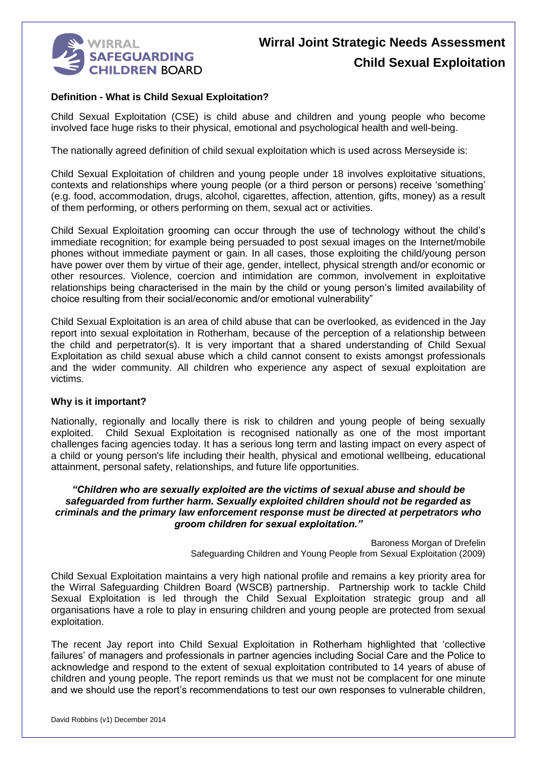# Wirral Joint Strategic Needs Assessment
## Child Sexual Exploitation

### Definition - What is Child Sexual Exploitation?

Child Sexual Exploitation (CSE) is child abuse and children and young people who become involved face huge risks to their physical, emotional and psychological health and well-being.

The nationally agreed definition of child sexual exploitation which is used across Merseyside is:

Child Sexual Exploitation of children and young people under 18 involves exploitative situations, contexts and relationships where young people (or a third person or persons) receive 'something' (e.g. food, accommodation, drugs, alcohol, cigarettes, affection, attention, gifts, money) as a result of them performing, or others performing on them, sexual act or activities.

Child Sexual Exploitation grooming can occur through the use of technology without the child's immediate recognition; for example being persuaded to post sexual images on the Internet/mobile phones without immediate payment or gain. In all cases, those exploiting the child/young person have power over them by virtue of their age, gender, intellect, physical strength and/or economic or other resources. Violence, coercion and intimidation are common, involvement in exploitative relationships being characterised in the main by the child or young person's limited availability of choice resulting from their social/economic and/or emotional vulnerability"

Child Sexual Exploitation is an area of child abuse that can be overlooked, as evidenced in the Jay report into sexual exploitation in Rotherham, because of the perception of a relationship between the child and perpetrator(s). It is very important that a shared understanding of Child Sexual Exploitation as child sexual abuse which a child cannot consent to exists amongst professionals and the wider community. All children who experience any aspect of sexual exploitation are victims.

### Why is it important?

Nationally, regionally and locally there is risk to children and young people of being sexually exploited. Child Sexual Exploitation is recognised nationally as one of the most important challenges facing agencies today. It has a serious long term and lasting impact on every aspect of a child or young person's life including their health, physical and emotional wellbeing, educational attainment, personal safety, relationships, and future life opportunities.

***"Children who are sexually exploited are the victims of sexual abuse and should be safeguarded from further harm. Sexually exploited children should not be regarded as criminals and the primary law enforcement response must be directed at perpetrators who groom children for sexual exploitation."***

Baroness Morgan of Drefelin
Safeguarding Children and Young People from Sexual Exploitation (2009)

Child Sexual Exploitation maintains a very high national profile and remains a key priority area for the Wirral Safeguarding Children Board (WSCB) partnership. Partnership work to tackle Child Sexual Exploitation is led through the Child Sexual Exploitation strategic group and all organisations have a role to play in ensuring children and young people are protected from sexual exploitation.

The recent Jay report into Child Sexual Exploitation in Rotherham highlighted that 'collective failures' of managers and professionals in partner agencies including Social Care and the Police to acknowledge and respond to the extent of sexual exploitation contributed to 14 years of abuse of children and young people. The report reminds us that we must not be complacent for one minute and we should use the report's recommendations to test our own responses to vulnerable children,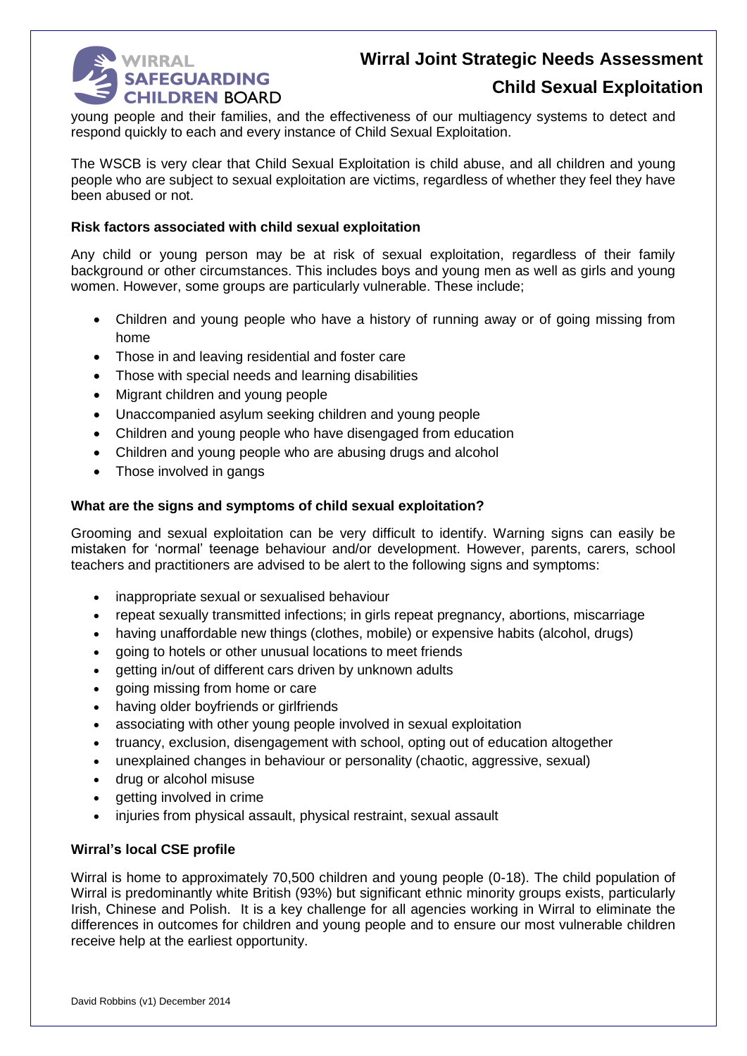young people and their families, and the effectiveness of our multiagency systems to detect and respond quickly to each and every instance of Child Sexual Exploitation.

The WSCB is very clear that Child Sexual Exploitation is child abuse, and all children and young people who are subject to sexual exploitation are victims, regardless of whether they feel they have been abused or not.

**Risk factors associated with child sexual exploitation**

Any child or young person may be at risk of sexual exploitation, regardless of their family background or other circumstances. This includes boys and young men as well as girls and young women. However, some groups are particularly vulnerable. These include;

- Children and young people who have a history of running away or of going missing from home
- Those in and leaving residential and foster care
- Those with special needs and learning disabilities
- Migrant children and young people
- Unaccompanied asylum seeking children and young people
- Children and young people who have disengaged from education
- Children and young people who are abusing drugs and alcohol
- Those involved in gangs

**What are the signs and symptoms of child sexual exploitation?**

Grooming and sexual exploitation can be very difficult to identify. Warning signs can easily be mistaken for 'normal' teenage behaviour and/or development. However, parents, carers, school teachers and practitioners are advised to be alert to the following signs and symptoms:

- inappropriate sexual or sexualised behaviour
- repeat sexually transmitted infections; in girls repeat pregnancy, abortions, miscarriage
- having unaffordable new things (clothes, mobile) or expensive habits (alcohol, drugs)
- going to hotels or other unusual locations to meet friends
- getting in/out of different cars driven by unknown adults
- going missing from home or care
- having older boyfriends or girlfriends
- associating with other young people involved in sexual exploitation
- truancy, exclusion, disengagement with school, opting out of education altogether
- unexplained changes in behaviour or personality (chaotic, aggressive, sexual)
- drug or alcohol misuse
- getting involved in crime
- injuries from physical assault, physical restraint, sexual assault

**Wirral's local CSE profile**

Wirral is home to approximately 70,500 children and young people (0-18). The child population of Wirral is predominantly white British (93%) but significant ethnic minority groups exists, particularly Irish, Chinese and Polish. It is a key challenge for all agencies working in Wirral to eliminate the differences in outcomes for children and young people and to ensure our most vulnerable children receive help at the earliest opportunity.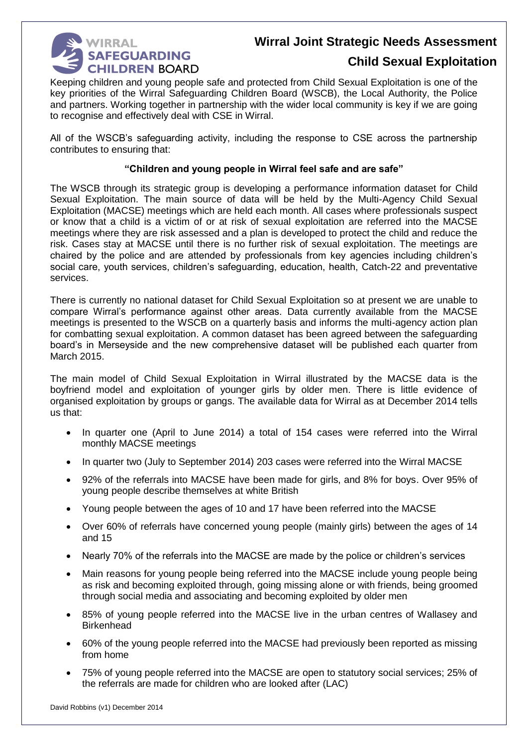# Wirral Joint Strategic Needs Assessment

## Child Sexual Exploitation

Keeping children and young people safe and protected from Child Sexual Exploitation is one of the key priorities of the Wirral Safeguarding Children Board (WSCB), the Local Authority, the Police and partners. Working together in partnership with the wider local community is key if we are going to recognise and effectively deal with CSE in Wirral.

All of the WSCB's safeguarding activity, including the response to CSE across the partnership contributes to ensuring that:

**"Children and young people in Wirral feel safe and are safe"**

The WSCB through its strategic group is developing a performance information dataset for Child Sexual Exploitation. The main source of data will be held by the Multi-Agency Child Sexual Exploitation (MACSE) meetings which are held each month. All cases where professionals suspect or know that a child is a victim of or at risk of sexual exploitation are referred into the MACSE meetings where they are risk assessed and a plan is developed to protect the child and reduce the risk. Cases stay at MACSE until there is no further risk of sexual exploitation. The meetings are chaired by the police and are attended by professionals from key agencies including children's social care, youth services, children's safeguarding, education, health, Catch-22 and preventative services.

There is currently no national dataset for Child Sexual Exploitation so at present we are unable to compare Wirral's performance against other areas. Data currently available from the MACSE meetings is presented to the WSCB on a quarterly basis and informs the multi-agency action plan for combatting sexual exploitation. A common dataset has been agreed between the safeguarding board's in Merseyside and the new comprehensive dataset will be published each quarter from March 2015.

The main model of Child Sexual Exploitation in Wirral illustrated by the MACSE data is the boyfriend model and exploitation of younger girls by older men. There is little evidence of organised exploitation by groups or gangs. The available data for Wirral as at December 2014 tells us that:

- In quarter one (April to June 2014) a total of 154 cases were referred into the Wirral monthly MACSE meetings
- In quarter two (July to September 2014) 203 cases were referred into the Wirral MACSE
- 92% of the referrals into MACSE have been made for girls, and 8% for boys. Over 95% of young people describe themselves at white British
- Young people between the ages of 10 and 17 have been referred into the MACSE
- Over 60% of referrals have concerned young people (mainly girls) between the ages of 14 and 15
- Nearly 70% of the referrals into the MACSE are made by the police or children's services
- Main reasons for young people being referred into the MACSE include young people being as risk and becoming exploited through, going missing alone or with friends, being groomed through social media and associating and becoming exploited by older men
- 85% of young people referred into the MACSE live in the urban centres of Wallasey and Birkenhead
- 60% of the young people referred into the MACSE had previously been reported as missing from home
- 75% of young people referred into the MACSE are open to statutory social services; 25% of the referrals are made for children who are looked after (LAC)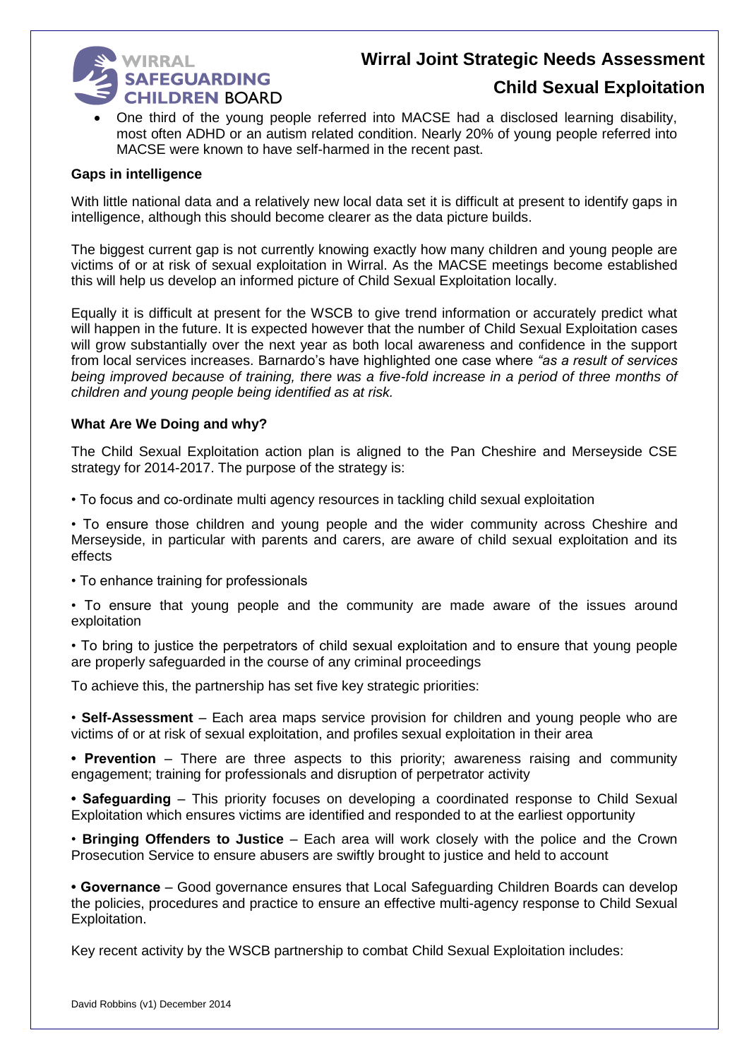- One third of the young people referred into MACSE had a disclosed learning disability, most often ADHD or an autism related condition. Nearly 20% of young people referred into MACSE were known to have self-harmed in the recent past.

**Gaps in intelligence**

With little national data and a relatively new local data set it is difficult at present to identify gaps in intelligence, although this should become clearer as the data picture builds.

The biggest current gap is not currently knowing exactly how many children and young people are victims of or at risk of sexual exploitation in Wirral. As the MACSE meetings become established this will help us develop an informed picture of Child Sexual Exploitation locally.

Equally it is difficult at present for the WSCB to give trend information or accurately predict what will happen in the future. It is expected however that the number of Child Sexual Exploitation cases will grow substantially over the next year as both local awareness and confidence in the support from local services increases. Barnardo's have highlighted one case where *"as a result of services being improved because of training, there was a five-fold increase in a period of three months of children and young people being identified as at risk.*

**What Are We Doing and why?**

The Child Sexual Exploitation action plan is aligned to the Pan Cheshire and Merseyside CSE strategy for 2014-2017. The purpose of the strategy is:

- To focus and co-ordinate multi agency resources in tackling child sexual exploitation
- To ensure those children and young people and the wider community across Cheshire and Merseyside, in particular with parents and carers, are aware of child sexual exploitation and its effects
- To enhance training for professionals
- To ensure that young people and the community are made aware of the issues around exploitation
- To bring to justice the perpetrators of child sexual exploitation and to ensure that young people are properly safeguarded in the course of any criminal proceedings

To achieve this, the partnership has set five key strategic priorities:

- **Self-Assessment** – Each area maps service provision for children and young people who are victims of or at risk of sexual exploitation, and profiles sexual exploitation in their area
- **Prevention** – There are three aspects to this priority; awareness raising and community engagement; training for professionals and disruption of perpetrator activity
- **Safeguarding** – This priority focuses on developing a coordinated response to Child Sexual Exploitation which ensures victims are identified and responded to at the earliest opportunity
- **Bringing Offenders to Justice** – Each area will work closely with the police and the Crown Prosecution Service to ensure abusers are swiftly brought to justice and held to account
- **Governance** – Good governance ensures that Local Safeguarding Children Boards can develop the policies, procedures and practice to ensure an effective multi-agency response to Child Sexual Exploitation.

Key recent activity by the WSCB partnership to combat Child Sexual Exploitation includes: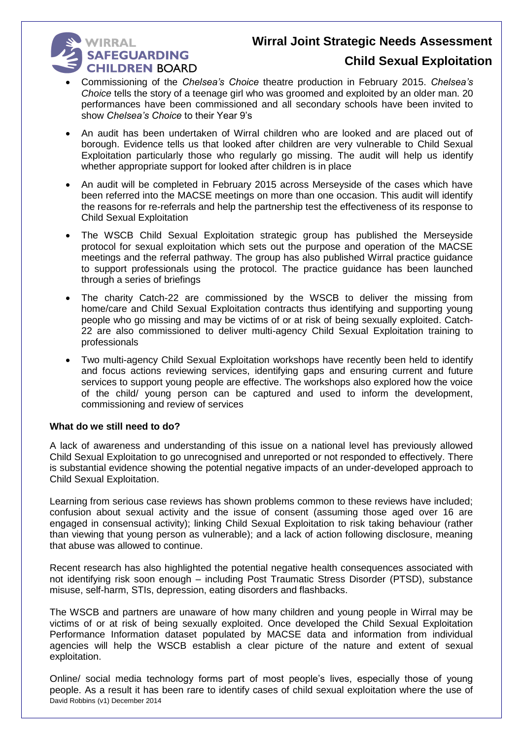- Commissioning of the *Chelsea's Choice* theatre production in February 2015. *Chelsea's Choice* tells the story of a teenage girl who was groomed and exploited by an older man. 20 performances have been commissioned and all secondary schools have been invited to show *Chelsea's Choice* to their Year 9's

- An audit has been undertaken of Wirral children who are looked and are placed out of borough. Evidence tells us that looked after children are very vulnerable to Child Sexual Exploitation particularly those who regularly go missing. The audit will help us identify whether appropriate support for looked after children is in place

- An audit will be completed in February 2015 across Merseyside of the cases which have been referred into the MACSE meetings on more than one occasion. This audit will identify the reasons for re-referrals and help the partnership test the effectiveness of its response to Child Sexual Exploitation

- The WSCB Child Sexual Exploitation strategic group has published the Merseyside protocol for sexual exploitation which sets out the purpose and operation of the MACSE meetings and the referral pathway. The group has also published Wirral practice guidance to support professionals using the protocol. The practice guidance has been launched through a series of briefings

- The charity Catch-22 are commissioned by the WSCB to deliver the missing from home/care and Child Sexual Exploitation contracts thus identifying and supporting young people who go missing and may be victims of or at risk of being sexually exploited. Catch-22 are also commissioned to deliver multi-agency Child Sexual Exploitation training to professionals

- Two multi-agency Child Sexual Exploitation workshops have recently been held to identify and focus actions reviewing services, identifying gaps and ensuring current and future services to support young people are effective. The workshops also explored how the voice of the child/ young person can be captured and used to inform the development, commissioning and review of services

**What do we still need to do?**

A lack of awareness and understanding of this issue on a national level has previously allowed Child Sexual Exploitation to go unrecognised and unreported or not responded to effectively. There is substantial evidence showing the potential negative impacts of an under-developed approach to Child Sexual Exploitation.

Learning from serious case reviews has shown problems common to these reviews have included; confusion about sexual activity and the issue of consent (assuming those aged over 16 are engaged in consensual activity); linking Child Sexual Exploitation to risk taking behaviour (rather than viewing that young person as vulnerable); and a lack of action following disclosure, meaning that abuse was allowed to continue.

Recent research has also highlighted the potential negative health consequences associated with not identifying risk soon enough – including Post Traumatic Stress Disorder (PTSD), substance misuse, self-harm, STIs, depression, eating disorders and flashbacks.

The WSCB and partners are unaware of how many children and young people in Wirral may be victims of or at risk of being sexually exploited. Once developed the Child Sexual Exploitation Performance Information dataset populated by MACSE data and information from individual agencies will help the WSCB establish a clear picture of the nature and extent of sexual exploitation.

Online/ social media technology forms part of most people's lives, especially those of young people. As a result it has been rare to identify cases of child sexual exploitation where the use of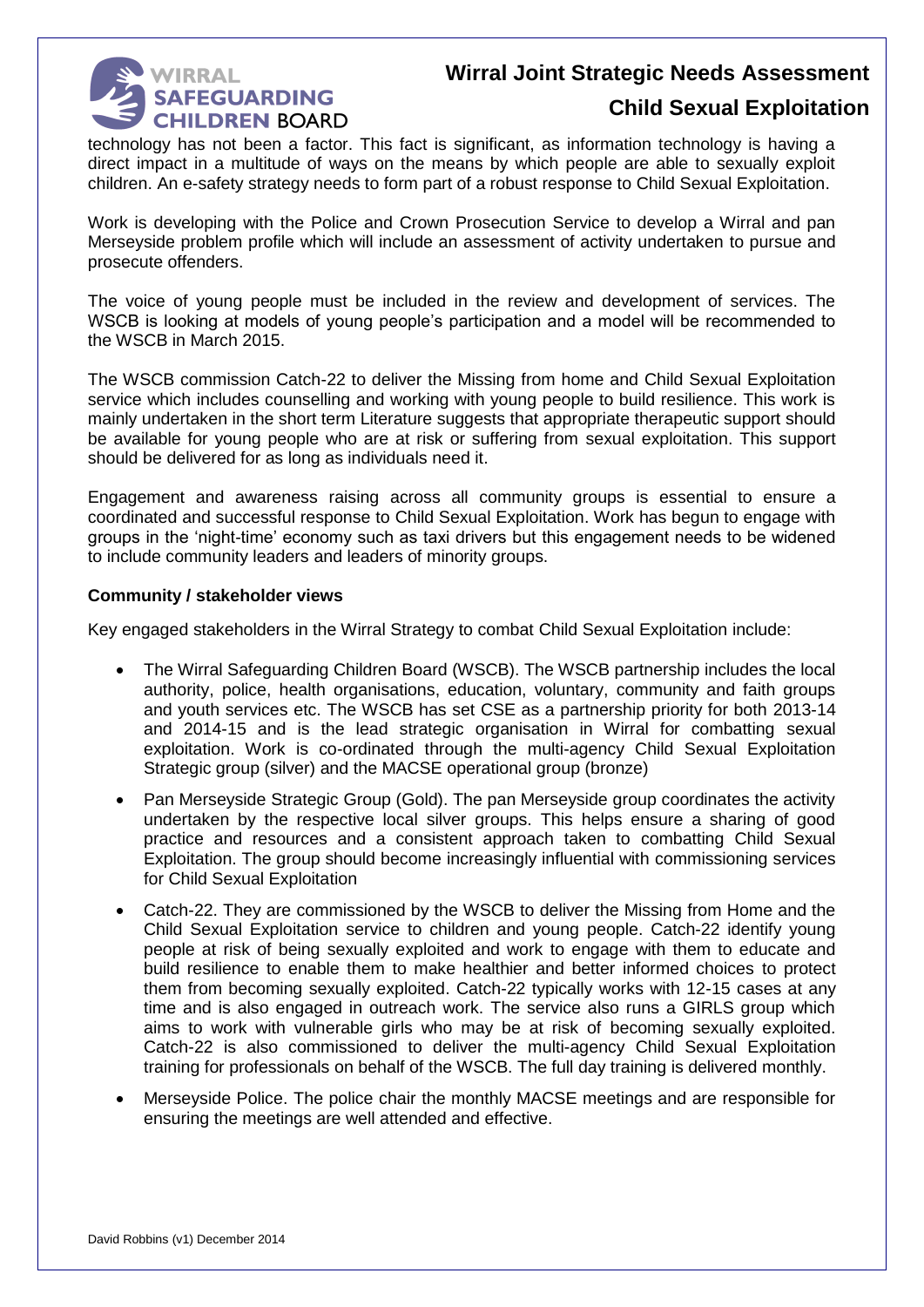technology has not been a factor. This fact is significant, as information technology is having a direct impact in a multitude of ways on the means by which people are able to sexually exploit children. An e-safety strategy needs to form part of a robust response to Child Sexual Exploitation.

Work is developing with the Police and Crown Prosecution Service to develop a Wirral and pan Merseyside problem profile which will include an assessment of activity undertaken to pursue and prosecute offenders.

The voice of young people must be included in the review and development of services. The WSCB is looking at models of young people's participation and a model will be recommended to the WSCB in March 2015.

The WSCB commission Catch-22 to deliver the Missing from home and Child Sexual Exploitation service which includes counselling and working with young people to build resilience. This work is mainly undertaken in the short term Literature suggests that appropriate therapeutic support should be available for young people who are at risk or suffering from sexual exploitation. This support should be delivered for as long as individuals need it.

Engagement and awareness raising across all community groups is essential to ensure a coordinated and successful response to Child Sexual Exploitation. Work has begun to engage with groups in the 'night-time' economy such as taxi drivers but this engagement needs to be widened to include community leaders and leaders of minority groups.

**Community / stakeholder views**

Key engaged stakeholders in the Wirral Strategy to combat Child Sexual Exploitation include:

- The Wirral Safeguarding Children Board (WSCB). The WSCB partnership includes the local authority, police, health organisations, education, voluntary, community and faith groups and youth services etc. The WSCB has set CSE as a partnership priority for both 2013-14 and 2014-15 and is the lead strategic organisation in Wirral for combatting sexual exploitation. Work is co-ordinated through the multi-agency Child Sexual Exploitation Strategic group (silver) and the MACSE operational group (bronze)
- Pan Merseyside Strategic Group (Gold). The pan Merseyside group coordinates the activity undertaken by the respective local silver groups. This helps ensure a sharing of good practice and resources and a consistent approach taken to combatting Child Sexual Exploitation. The group should become increasingly influential with commissioning services for Child Sexual Exploitation
- Catch-22. They are commissioned by the WSCB to deliver the Missing from Home and the Child Sexual Exploitation service to children and young people. Catch-22 identify young people at risk of being sexually exploited and work to engage with them to educate and build resilience to enable them to make healthier and better informed choices to protect them from becoming sexually exploited. Catch-22 typically works with 12-15 cases at any time and is also engaged in outreach work. The service also runs a GIRLS group which aims to work with vulnerable girls who may be at risk of becoming sexually exploited. Catch-22 is also commissioned to deliver the multi-agency Child Sexual Exploitation training for professionals on behalf of the WSCB. The full day training is delivered monthly.
- Merseyside Police. The police chair the monthly MACSE meetings and are responsible for ensuring the meetings are well attended and effective.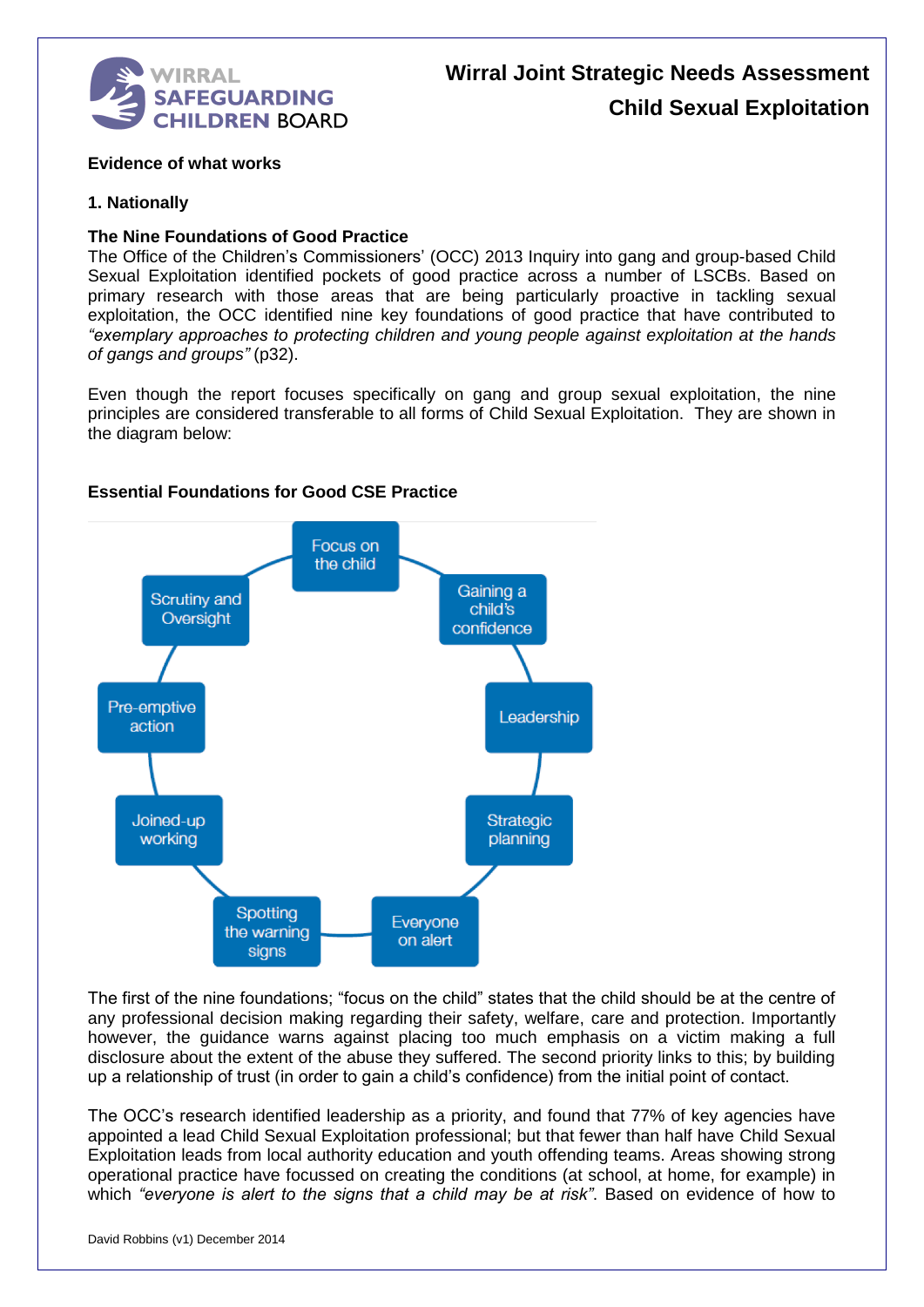**Evidence of what works**

**1. Nationally**

**The Nine Foundations of Good Practice**

The Office of the Children's Commissioners' (OCC) 2013 Inquiry into gang and group-based Child Sexual Exploitation identified pockets of good practice across a number of LSCBs. Based on primary research with those areas that are being particularly proactive in tackling sexual exploitation, the OCC identified nine key foundations of good practice that have contributed to *"exemplary approaches to protecting children and young people against exploitation at the hands of gangs and groups"* (p32).

Even though the report focuses specifically on gang and group sexual exploitation, the nine principles are considered transferable to all forms of Child Sexual Exploitation. They are shown in the diagram below:

**Essential Foundations for Good CSE Practice**

- Focus on the child
- Gaining a child's confidence
- Leadership
- Strategic planning
- Everyone on alert
- Spotting the warning signs
- Joined-up working
- Pre-emptive action
- Scrutiny and Oversight

The first of the nine foundations; "focus on the child" states that the child should be at the centre of any professional decision making regarding their safety, welfare, care and protection. Importantly however, the guidance warns against placing too much emphasis on a victim making a full disclosure about the extent of the abuse they suffered. The second priority links to this; by building up a relationship of trust (in order to gain a child's confidence) from the initial point of contact.

The OCC's research identified leadership as a priority, and found that 77% of key agencies have appointed a lead Child Sexual Exploitation professional; but that fewer than half have Child Sexual Exploitation leads from local authority education and youth offending teams. Areas showing strong operational practice have focussed on creating the conditions (at school, at home, for example) in which *"everyone is alert to the signs that a child may be at risk"*. Based on evidence of how to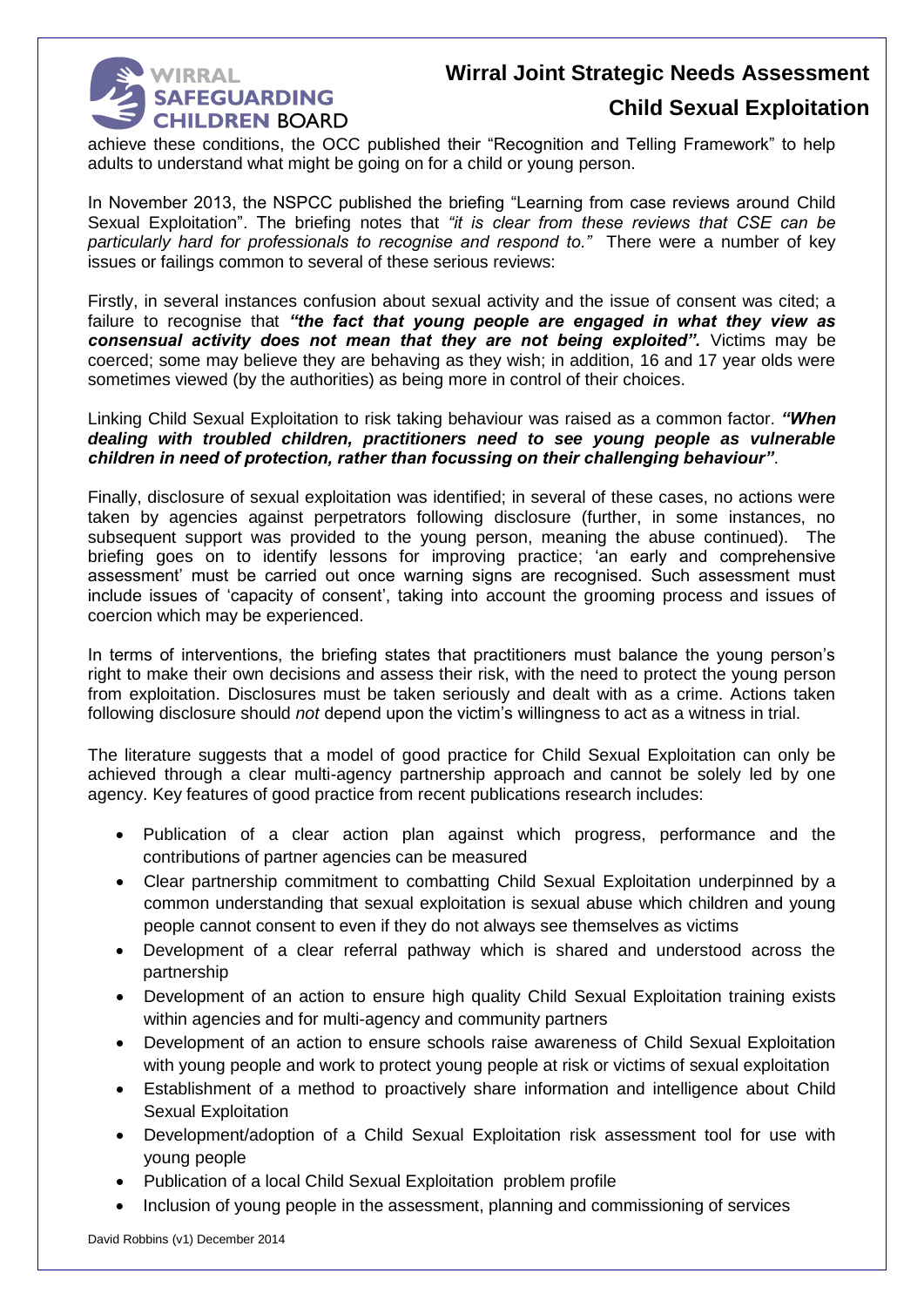achieve these conditions, the OCC published their "Recognition and Telling Framework" to help adults to understand what might be going on for a child or young person.

In November 2013, the NSPCC published the briefing "Learning from case reviews around Child Sexual Exploitation". The briefing notes that *"it is clear from these reviews that CSE can be particularly hard for professionals to recognise and respond to."* There were a number of key issues or failings common to several of these serious reviews:

Firstly, in several instances confusion about sexual activity and the issue of consent was cited; a failure to recognise that ***"the fact that young people are engaged in what they view as consensual activity does not mean that they are not being exploited".*** Victims may be coerced; some may believe they are behaving as they wish; in addition, 16 and 17 year olds were sometimes viewed (by the authorities) as being more in control of their choices.

Linking Child Sexual Exploitation to risk taking behaviour was raised as a common factor. ***"When dealing with troubled children, practitioners need to see young people as vulnerable children in need of protection, rather than focussing on their challenging behaviour"***.

Finally, disclosure of sexual exploitation was identified; in several of these cases, no actions were taken by agencies against perpetrators following disclosure (further, in some instances, no subsequent support was provided to the young person, meaning the abuse continued). The briefing goes on to identify lessons for improving practice; 'an early and comprehensive assessment' must be carried out once warning signs are recognised. Such assessment must include issues of 'capacity of consent', taking into account the grooming process and issues of coercion which may be experienced.

In terms of interventions, the briefing states that practitioners must balance the young person's right to make their own decisions and assess their risk, with the need to protect the young person from exploitation. Disclosures must be taken seriously and dealt with as a crime. Actions taken following disclosure should *not* depend upon the victim's willingness to act as a witness in trial.

The literature suggests that a model of good practice for Child Sexual Exploitation can only be achieved through a clear multi-agency partnership approach and cannot be solely led by one agency. Key features of good practice from recent publications research includes:

- Publication of a clear action plan against which progress, performance and the contributions of partner agencies can be measured
- Clear partnership commitment to combatting Child Sexual Exploitation underpinned by a common understanding that sexual exploitation is sexual abuse which children and young people cannot consent to even if they do not always see themselves as victims
- Development of a clear referral pathway which is shared and understood across the partnership
- Development of an action to ensure high quality Child Sexual Exploitation training exists within agencies and for multi-agency and community partners
- Development of an action to ensure schools raise awareness of Child Sexual Exploitation with young people and work to protect young people at risk or victims of sexual exploitation
- Establishment of a method to proactively share information and intelligence about Child Sexual Exploitation
- Development/adoption of a Child Sexual Exploitation risk assessment tool for use with young people
- Publication of a local Child Sexual Exploitation problem profile
- Inclusion of young people in the assessment, planning and commissioning of services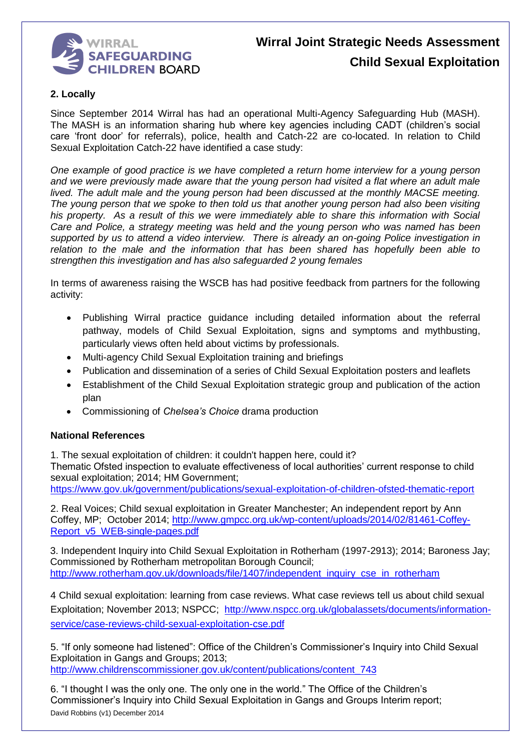## 2. Locally

Since September 2014 Wirral has had an operational Multi-Agency Safeguarding Hub (MASH). The MASH is an information sharing hub where key agencies including CADT (children's social care 'front door' for referrals), police, health and Catch-22 are co-located. In relation to Child Sexual Exploitation Catch-22 have identified a case study:

*One example of good practice is we have completed a return home interview for a young person and we were previously made aware that the young person had visited a flat where an adult male lived. The adult male and the young person had been discussed at the monthly MACSE meeting. The young person that we spoke to then told us that another young person had also been visiting his property. As a result of this we were immediately able to share this information with Social Care and Police, a strategy meeting was held and the young person who was named has been supported by us to attend a video interview. There is already an on-going Police investigation in relation to the male and the information that has been shared has hopefully been able to strengthen this investigation and has also safeguarded 2 young females*

In terms of awareness raising the WSCB has had positive feedback from partners for the following activity:

- Publishing Wirral practice guidance including detailed information about the referral pathway, models of Child Sexual Exploitation, signs and symptoms and mythbusting, particularly views often held about victims by professionals.
- Multi-agency Child Sexual Exploitation training and briefings
- Publication and dissemination of a series of Child Sexual Exploitation posters and leaflets
- Establishment of the Child Sexual Exploitation strategic group and publication of the action plan
- Commissioning of *Chelsea's Choice* drama production

## National References

1. The sexual exploitation of children: it couldn't happen here, could it?
Thematic Ofsted inspection to evaluate effectiveness of local authorities' current response to child sexual exploitation; 2014; HM Government;
https://www.gov.uk/government/publications/sexual-exploitation-of-children-ofsted-thematic-report

2. Real Voices; Child sexual exploitation in Greater Manchester; An independent report by Ann Coffey, MP; October 2014; http://www.gmpcc.org.uk/wp-content/uploads/2014/02/81461-Coffey-Report_v5_WEB-single-pages.pdf

3. Independent Inquiry into Child Sexual Exploitation in Rotherham (1997-2913); 2014; Baroness Jay; Commissioned by Rotherham metropolitan Borough Council;
http://www.rotherham.gov.uk/downloads/file/1407/independent_inquiry_cse_in_rotherham

4 Child sexual exploitation: learning from case reviews. What case reviews tell us about child sexual Exploitation; November 2013; NSPCC; http://www.nspcc.org.uk/globalassets/documents/information-service/case-reviews-child-sexual-exploitation-cse.pdf

5. "If only someone had listened": Office of the Children's Commissioner's Inquiry into Child Sexual Exploitation in Gangs and Groups; 2013;
http://www.childrenscommissioner.gov.uk/content/publications/content_743

6. "I thought I was the only one. The only one in the world." The Office of the Children's Commissioner's Inquiry into Child Sexual Exploitation in Gangs and Groups Interim report;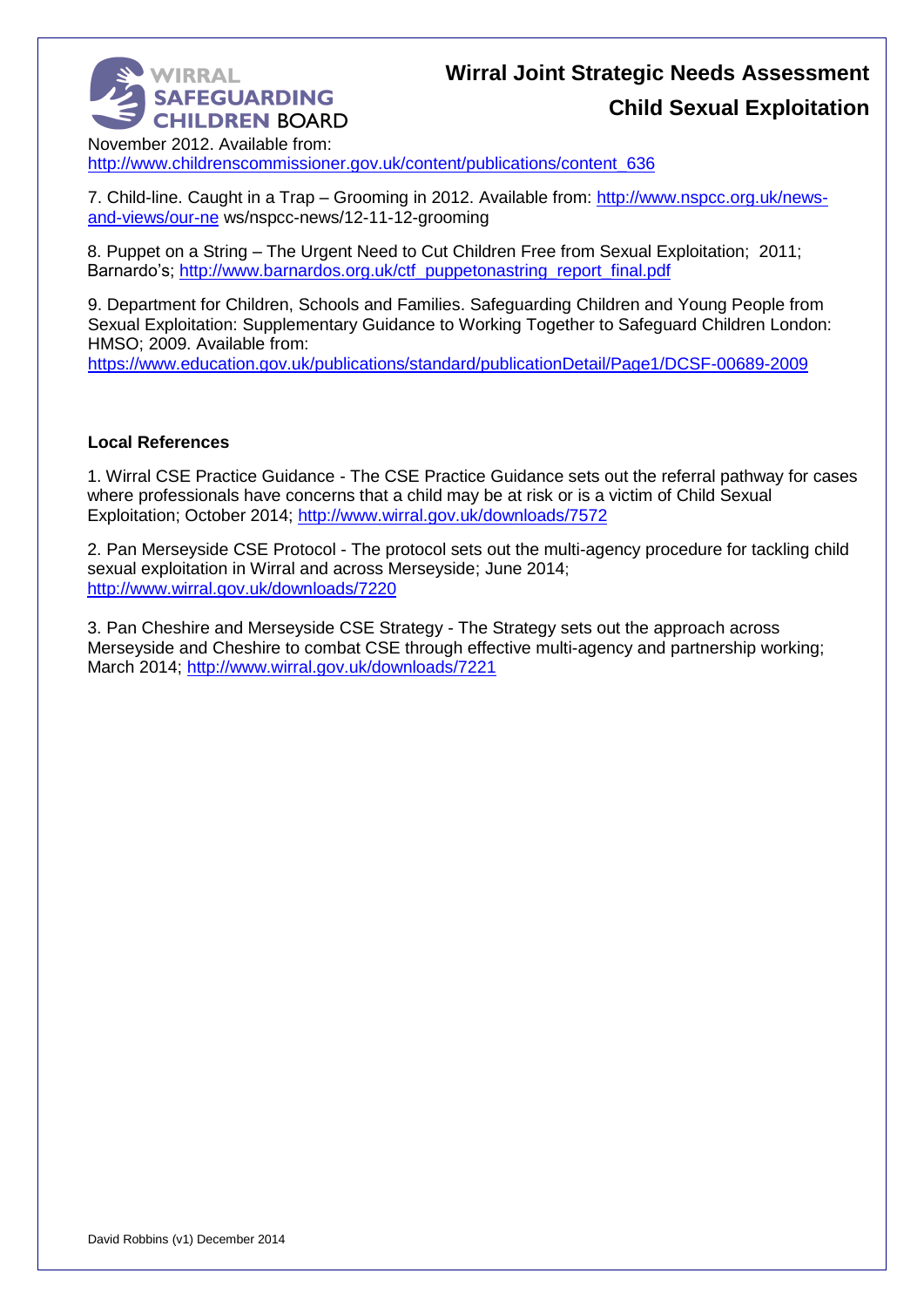November 2012. Available from: http://www.childrenscommissioner.gov.uk/content/publications/content_636

7. Child-line. Caught in a Trap – Grooming in 2012. Available from: http://www.nspcc.org.uk/news-and-views/our-ne ws/nspcc-news/12-11-12-grooming

8. Puppet on a String – The Urgent Need to Cut Children Free from Sexual Exploitation; 2011; Barnardo's; http://www.barnardos.org.uk/ctf_puppetonastring_report_final.pdf

9. Department for Children, Schools and Families. Safeguarding Children and Young People from Sexual Exploitation: Supplementary Guidance to Working Together to Safeguard Children London: HMSO; 2009. Available from: https://www.education.gov.uk/publications/standard/publicationDetail/Page1/DCSF-00689-2009

**Local References**

1. Wirral CSE Practice Guidance - The CSE Practice Guidance sets out the referral pathway for cases where professionals have concerns that a child may be at risk or is a victim of Child Sexual Exploitation; October 2014; http://www.wirral.gov.uk/downloads/7572

2. Pan Merseyside CSE Protocol - The protocol sets out the multi-agency procedure for tackling child sexual exploitation in Wirral and across Merseyside; June 2014; http://www.wirral.gov.uk/downloads/7220

3. Pan Cheshire and Merseyside CSE Strategy - The Strategy sets out the approach across Merseyside and Cheshire to combat CSE through effective multi-agency and partnership working; March 2014; http://www.wirral.gov.uk/downloads/7221